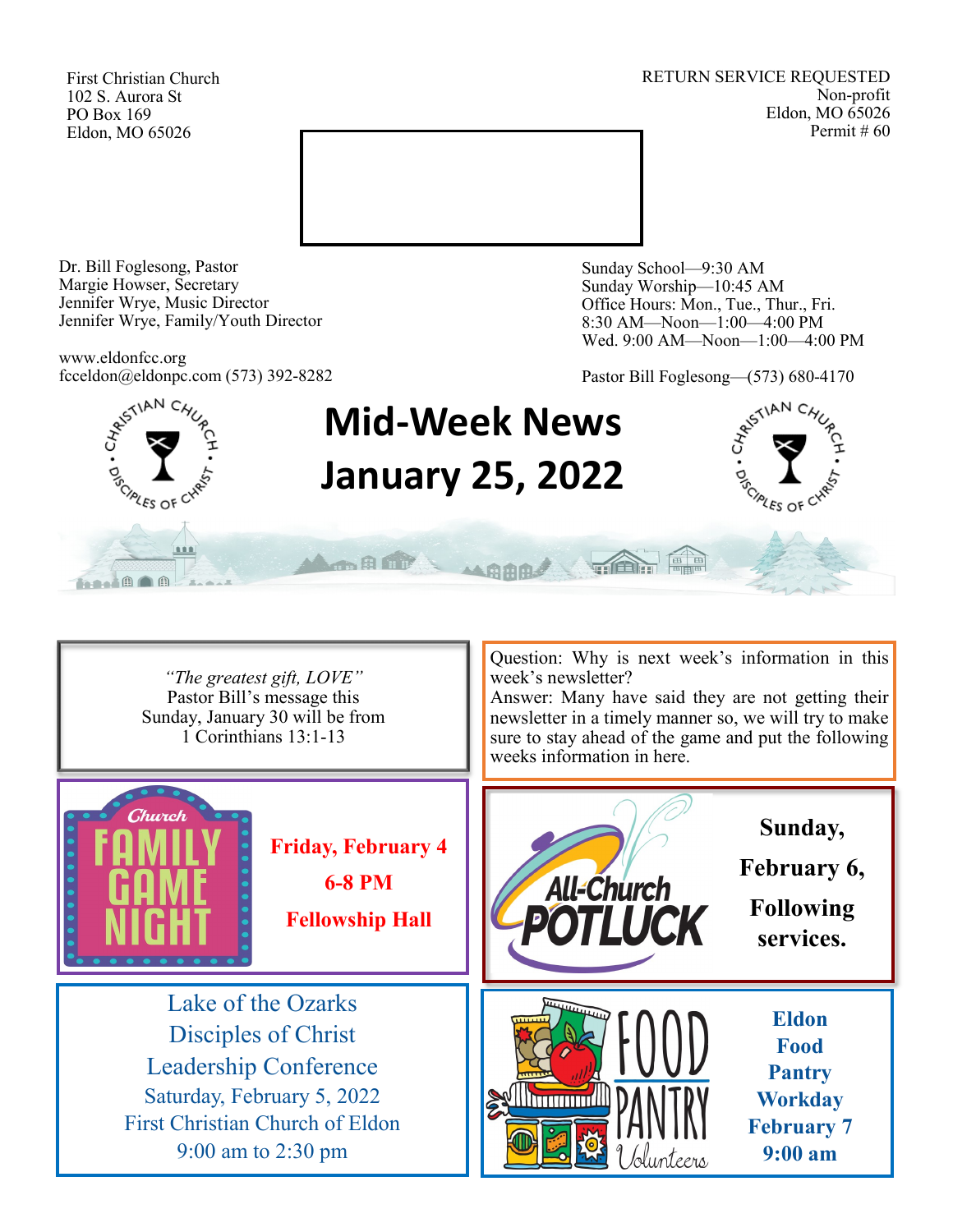First Christian Church
102 S. Aurora St
PO Box 169
Eldon, MO 65026

RETURN SERVICE REQUESTED
Non-profit
Eldon, MO 65026
Permit # 60

Dr. Bill Foglesong, Pastor
Margie Howser, Secretary
Jennifer Wrye, Music Director
Jennifer Wrye, Family/Youth Director

www.eldonfcc.org
fcceldon@eldonpc.com (573) 392-8282

Sunday School—9:30 AM
Sunday Worship—10:45 AM
Office Hours: Mon., Tue., Thur., Fri.
8:30 AM—Noon—1:00—4:00 PM
Wed. 9:00 AM—Noon—1:00—4:00 PM

Pastor Bill Foglesong—(573) 680-4170

# Mid-Week News
# January 25, 2022

*"The greatest gift, LOVE"*
Pastor Bill's message this Sunday, January 30 will be from 1 Corinthians 13:1-13

Question: Why is next week's information in this week's newsletter?
Answer: Many have said they are not getting their newsletter in a timely manner so, we will try to make sure to stay ahead of the game and put the following weeks information in here.

**Church Family Game Night**

**Friday, February 4**
**6-8 PM**
**Fellowship Hall**

**All-Church Potluck**

**Sunday, February 6, Following services.**

Lake of the Ozarks
Disciples of Christ
Leadership Conference
Saturday, February 5, 2022
First Christian Church of Eldon
9:00 am to 2:30 pm

**Food Pantry Volunteers**

**Eldon Food Pantry Workday February 7 9:00 am**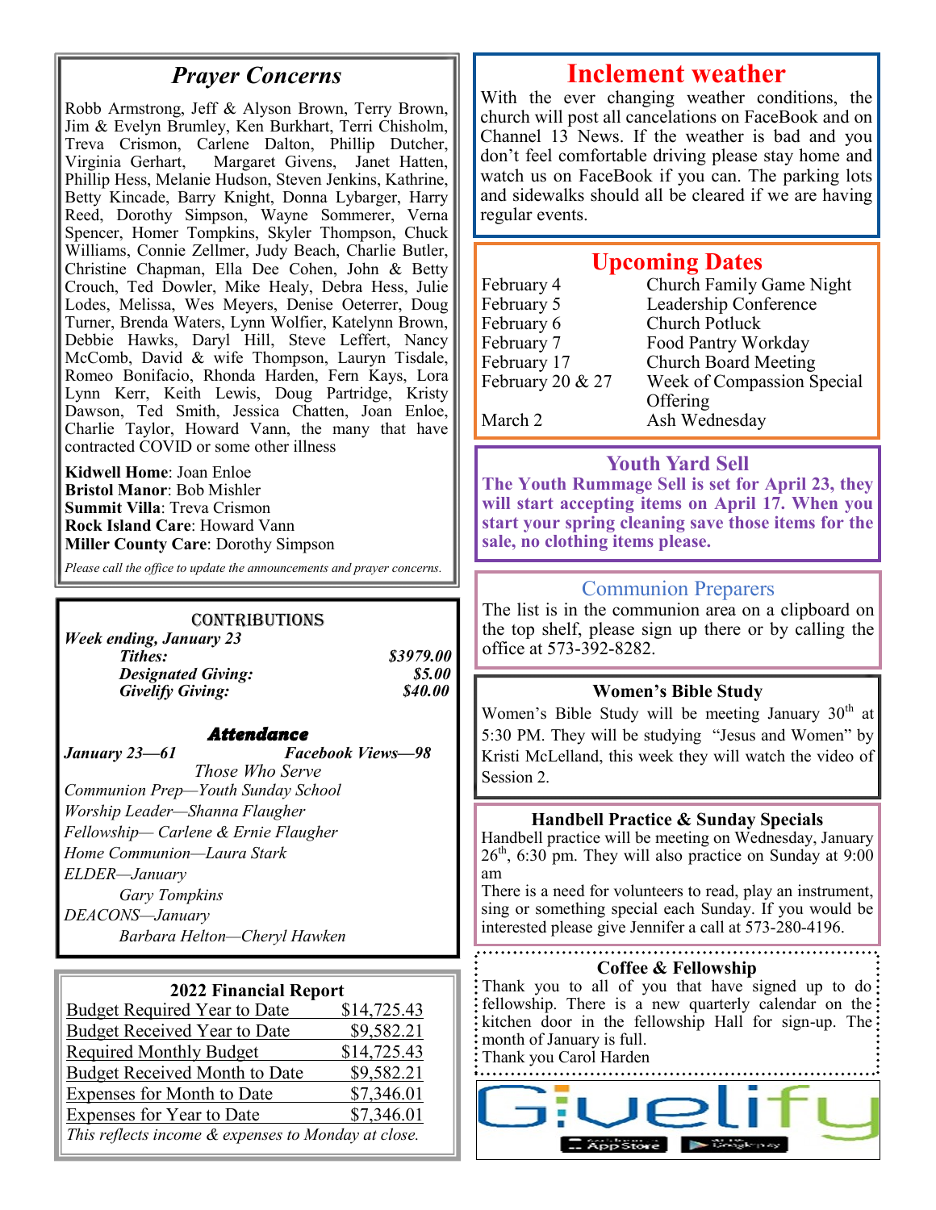## Prayer Concerns

Robb Armstrong, Jeff & Alyson Brown, Terry Brown, Jim & Evelyn Brumley, Ken Burkhart, Terri Chisholm, Treva Crismon, Carlene Dalton, Phillip Dutcher, Virginia Gerhart, Margaret Givens, Janet Hatten, Phillip Hess, Melanie Hudson, Steven Jenkins, Kathrine, Betty Kincade, Barry Knight, Donna Lybarger, Harry Reed, Dorothy Simpson, Wayne Sommerer, Verna Spencer, Homer Tompkins, Skyler Thompson, Chuck Williams, Connie Zellmer, Judy Beach, Charlie Butler, Christine Chapman, Ella Dee Cohen, John & Betty Crouch, Ted Dowler, Mike Healy, Debra Hess, Julie Lodes, Melissa, Wes Meyers, Denise Oeterrer, Doug Turner, Brenda Waters, Lynn Wolfier, Katelynn Brown, Debbie Hawks, Daryl Hill, Steve Leffert, Nancy McComb, David & wife Thompson, Lauryn Tisdale, Romeo Bonifacio, Rhonda Harden, Fern Kays, Lora Lynn Kerr, Keith Lewis, Doug Partridge, Kristy Dawson, Ted Smith, Jessica Chatten, Joan Enloe, Charlie Taylor, Howard Vann, the many that have contracted COVID or some other illness

**Kidwell Home**: Joan Enloe
**Bristol Manor**: Bob Mishler
**Summit Villa**: Treva Crismon
**Rock Island Care**: Howard Vann
**Miller County Care**: Dorothy Simpson

*Please call the office to update the announcements and prayer concerns.*

## CONTRIBUTIONS

***Week ending, January 23***

| | |
|---|---|
| ***Tithes:*** | ***$3979.00*** |
| ***Designated Giving:*** | ***$5.00*** |
| ***Givelify Giving:*** | ***$40.00*** |

### *Attendance*

***January 23—61*** ***Facebook Views—98***

*Those Who Serve*

*Communion Prep—Youth Sunday School*
*Worship Leader—Shanna Flaugher*
*Fellowship— Carlene & Ernie Flaugher*
*Home Communion—Laura Stark*
*ELDER—January*
*Gary Tompkins*
*DEACONS—January*
*Barbara Helton—Cheryl Hawken*

## 2022 Financial Report

| | |
|---|---|
| Budget Required Year to Date | $14,725.43 |
| Budget Received Year to Date | $9,582.21 |
| Required Monthly Budget | $14,725.43 |
| Budget Received Month to Date | $9,582.21 |
| Expenses for Month to Date | $7,346.01 |
| Expenses for Year to Date | $7,346.01 |

*This reflects income & expenses to Monday at close.*

## Inclement weather

With the ever changing weather conditions, the church will post all cancelations on FaceBook and on Channel 13 News. If the weather is bad and you don't feel comfortable driving please stay home and watch us on FaceBook if you can. The parking lots and sidewalks should all be cleared if we are having regular events.

## Upcoming Dates

| | |
|---|---|
| February 4 | Church Family Game Night |
| February 5 | Leadership Conference |
| February 6 | Church Potluck |
| February 7 | Food Pantry Workday |
| February 17 | Church Board Meeting |
| February 20 & 27 | Week of Compassion Special Offering |
| March 2 | Ash Wednesday |

## Youth Yard Sell

**The Youth Rummage Sell is set for April 23, they will start accepting items on April 17. When you start your spring cleaning save those items for the sale, no clothing items please.**

## Communion Preparers

The list is in the communion area on a clipboard on the top shelf, please sign up there or by calling the office at 573-392-8282.

## Women's Bible Study

Women's Bible Study will be meeting January 30th at 5:30 PM. They will be studying "Jesus and Women" by Kristi McLelland, this week they will watch the video of Session 2.

## Handbell Practice & Sunday Specials

Handbell practice will be meeting on Wednesday, January 26th, 6:30 pm. They will also practice on Sunday at 9:00 am

There is a need for volunteers to read, play an instrument, sing or something special each Sunday. If you would be interested please give Jennifer a call at 573-280-4196.

## Coffee & Fellowship

Thank you to all of you that have signed up to do fellowship. There is a new quarterly calendar on the kitchen door in the fellowship Hall for sign-up. The month of January is full.

Thank you Carol Harden

Givelify